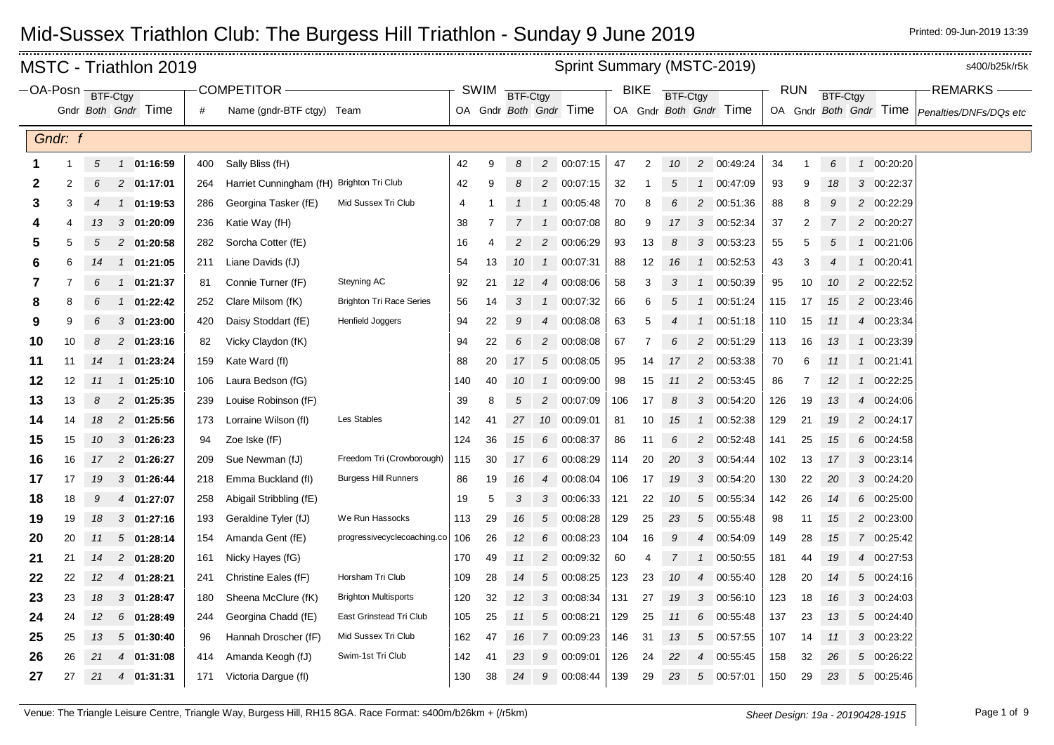# Mid-Sussex Triathlon Club: The Burgess Hill Triathlon - Sunday 9 June 2019

Printed: 09-Jun-2019 13:39

## MSTC - Triathlon 2019

Sprint Summary (MSTC-2019) s400/b25k/r5k

| OA-Posn | Gndr | BTF-Ctgy Both | BTF-Ctgy Gndr | Time | # | Name (gndr-BTF ctgy) | Team | SWIM OA | SWIM Gndr | SWIM BTF-Ctgy Both | SWIM BTF-Ctgy Gndr | SWIM Time | BIKE OA | BIKE Gndr | BIKE BTF-Ctgy Both | BIKE BTF-Ctgy Gndr | BIKE Time | RUN OA | RUN Gndr | RUN BTF-Ctgy Both | RUN BTF-Ctgy Gndr | RUN Time | REMARKS Penalties/DNFs/DQs etc |
|---|---|---|---|---|---|---|---|---|---|---|---|---|---|---|---|---|---|---|---|---|---|---|---|
| **Gndr: f** | | | | | | | | | | | | | | | | | | | | | | | |
| **1** | 1 | 5 | 1 | **01:16:59** | 400 | Sally Bliss (fH) | | 42 | 9 | 8 | 2 | 00:07:15 | 47 | 2 | 10 | 2 | 00:49:24 | 34 | 1 | 6 | 1 | 00:20:20 | |
| **2** | 2 | 6 | 2 | **01:17:01** | 264 | Harriet Cunningham (fH) | Brighton Tri Club | 42 | 9 | 8 | 2 | 00:07:15 | 32 | 1 | 5 | 1 | 00:47:09 | 93 | 9 | 18 | 3 | 00:22:37 | |
| **3** | 3 | 4 | 1 | **01:19:53** | 286 | Georgina Tasker (fE) | Mid Sussex Tri Club | 4 | 1 | 1 | 1 | 00:05:48 | 70 | 8 | 6 | 2 | 00:51:36 | 88 | 8 | 9 | 2 | 00:22:29 | |
| **4** | 4 | 13 | 3 | **01:20:09** | 236 | Katie Way (fH) | | 38 | 7 | 7 | 1 | 00:07:08 | 80 | 9 | 17 | 3 | 00:52:34 | 37 | 2 | 7 | 2 | 00:20:27 | |
| **5** | 5 | 5 | 2 | **01:20:58** | 282 | Sorcha Cotter (fE) | | 16 | 4 | 2 | 2 | 00:06:29 | 93 | 13 | 8 | 3 | 00:53:23 | 55 | 5 | 5 | 1 | 00:21:06 | |
| **6** | 6 | 14 | 1 | **01:21:05** | 211 | Liane Davids (fJ) | | 54 | 13 | 10 | 1 | 00:07:31 | 88 | 12 | 16 | 1 | 00:52:53 | 43 | 3 | 4 | 1 | 00:20:41 | |
| **7** | 7 | 6 | 1 | **01:21:37** | 81 | Connie Turner (fF) | Steyning AC | 92 | 21 | 12 | 4 | 00:08:06 | 58 | 3 | 3 | 1 | 00:50:39 | 95 | 10 | 10 | 2 | 00:22:52 | |
| **8** | 8 | 6 | 1 | **01:22:42** | 252 | Clare Milsom (fK) | Brighton Tri Race Series | 56 | 14 | 3 | 1 | 00:07:32 | 66 | 6 | 5 | 1 | 00:51:24 | 115 | 17 | 15 | 2 | 00:23:46 | |
| **9** | 9 | 6 | 3 | **01:23:00** | 420 | Daisy Stoddart (fE) | Henfield Joggers | 94 | 22 | 9 | 4 | 00:08:08 | 63 | 5 | 4 | 1 | 00:51:18 | 110 | 15 | 11 | 4 | 00:23:34 | |
| **10** | 10 | 8 | 2 | **01:23:16** | 82 | Vicky Claydon (fK) | | 94 | 22 | 6 | 2 | 00:08:08 | 67 | 7 | 6 | 2 | 00:51:29 | 113 | 16 | 13 | 1 | 00:23:39 | |
| **11** | 11 | 14 | 1 | **01:23:24** | 159 | Kate Ward (fI) | | 88 | 20 | 17 | 5 | 00:08:05 | 95 | 14 | 17 | 2 | 00:53:38 | 70 | 6 | 11 | 1 | 00:21:41 | |
| **12** | 12 | 11 | 1 | **01:25:10** | 106 | Laura Bedson (fG) | | 140 | 40 | 10 | 1 | 00:09:00 | 98 | 15 | 11 | 2 | 00:53:45 | 86 | 7 | 12 | 1 | 00:22:25 | |
| **13** | 13 | 8 | 2 | **01:25:35** | 239 | Louise Robinson (fF) | | 39 | 8 | 5 | 2 | 00:07:09 | 106 | 17 | 8 | 3 | 00:54:20 | 126 | 19 | 13 | 4 | 00:24:06 | |
| **14** | 14 | 18 | 2 | **01:25:56** | 173 | Lorraine Wilson (fI) | Les Stables | 142 | 41 | 27 | 10 | 00:09:01 | 81 | 10 | 15 | 1 | 00:52:38 | 129 | 21 | 19 | 2 | 00:24:17 | |
| **15** | 15 | 10 | 3 | **01:26:23** | 94 | Zoe Iske (fF) | | 124 | 36 | 15 | 6 | 00:08:37 | 86 | 11 | 6 | 2 | 00:52:48 | 141 | 25 | 15 | 6 | 00:24:58 | |
| **16** | 16 | 17 | 2 | **01:26:27** | 209 | Sue Newman (fJ) | Freedom Tri (Crowborough) | 115 | 30 | 17 | 6 | 00:08:29 | 114 | 20 | 20 | 3 | 00:54:44 | 102 | 13 | 17 | 3 | 00:23:14 | |
| **17** | 17 | 19 | 3 | **01:26:44** | 218 | Emma Buckland (fI) | Burgess Hill Runners | 86 | 19 | 16 | 4 | 00:08:04 | 106 | 17 | 19 | 3 | 00:54:20 | 130 | 22 | 20 | 3 | 00:24:20 | |
| **18** | 18 | 9 | 4 | **01:27:07** | 258 | Abigail Stribbling (fE) | | 19 | 5 | 3 | 3 | 00:06:33 | 121 | 22 | 10 | 5 | 00:55:34 | 142 | 26 | 14 | 6 | 00:25:00 | |
| **19** | 19 | 18 | 3 | **01:27:16** | 193 | Geraldine Tyler (fJ) | We Run Hassocks | 113 | 29 | 16 | 5 | 00:08:28 | 129 | 25 | 23 | 5 | 00:55:48 | 98 | 11 | 15 | 2 | 00:23:00 | |
| **20** | 20 | 11 | 5 | **01:28:14** | 154 | Amanda Gent (fE) | progressivecyclecoaching.co | 106 | 26 | 12 | 6 | 00:08:23 | 104 | 16 | 9 | 4 | 00:54:09 | 149 | 28 | 15 | 7 | 00:25:42 | |
| **21** | 21 | 14 | 2 | **01:28:20** | 161 | Nicky Hayes (fG) | | 170 | 49 | 11 | 2 | 00:09:32 | 60 | 4 | 7 | 1 | 00:50:55 | 181 | 44 | 19 | 4 | 00:27:53 | |
| **22** | 22 | 12 | 4 | **01:28:21** | 241 | Christine Eales (fF) | Horsham Tri Club | 109 | 28 | 14 | 5 | 00:08:25 | 123 | 23 | 10 | 4 | 00:55:40 | 128 | 20 | 14 | 5 | 00:24:16 | |
| **23** | 23 | 18 | 3 | **01:28:47** | 180 | Sheena McClure (fK) | Brighton Multisports | 120 | 32 | 12 | 3 | 00:08:34 | 131 | 27 | 19 | 3 | 00:56:10 | 123 | 18 | 16 | 3 | 00:24:03 | |
| **24** | 24 | 12 | 6 | **01:28:49** | 244 | Georgina Chadd (fE) | East Grinstead Tri Club | 105 | 25 | 11 | 5 | 00:08:21 | 129 | 25 | 11 | 6 | 00:55:48 | 137 | 23 | 13 | 5 | 00:24:40 | |
| **25** | 25 | 13 | 5 | **01:30:40** | 96 | Hannah Droscher (fF) | Mid Sussex Tri Club | 162 | 47 | 16 | 7 | 00:09:23 | 146 | 31 | 13 | 5 | 00:57:55 | 107 | 14 | 11 | 3 | 00:23:22 | |
| **26** | 26 | 21 | 4 | **01:31:08** | 414 | Amanda Keogh (fJ) | Swim-1st Tri Club | 142 | 41 | 23 | 9 | 00:09:01 | 126 | 24 | 22 | 4 | 00:55:45 | 158 | 32 | 26 | 5 | 00:26:22 | |
| **27** | 27 | 21 | 4 | **01:31:31** | 171 | Victoria Dargue (fI) | | 130 | 38 | 24 | 9 | 00:08:44 | 139 | 29 | 23 | 5 | 00:57:01 | 150 | 29 | 23 | 5 | 00:25:46 | |

Venue: The Triangle Leisure Centre, Triangle Way, Burgess Hill, RH15 8GA. Race Format: s400m/b26km + (/r5km)

Sheet Design: 19a - 20190428-1915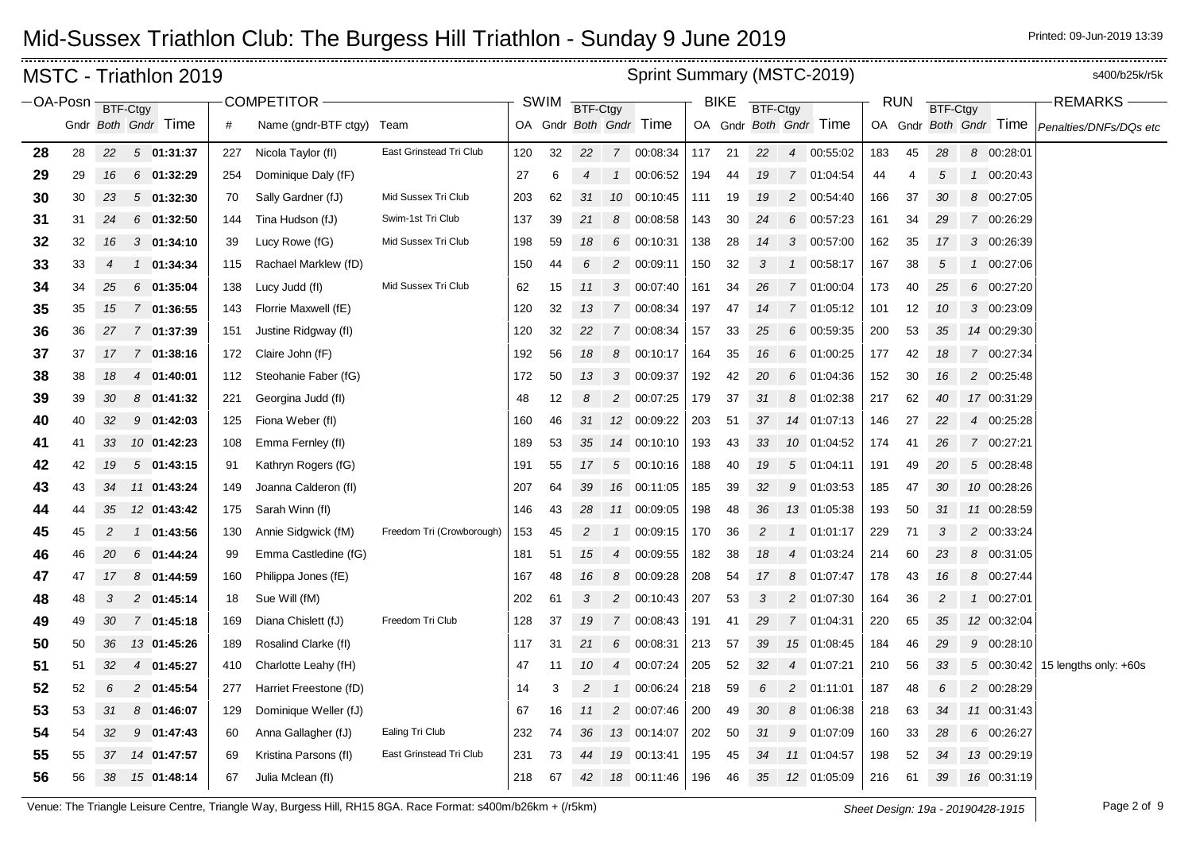# Mid-Sussex Triathlon Club: The Burgess Hill Triathlon - Sunday 9 June 2019

Printed: 09-Jun-2019 13:39

## MSTC - Triathlon 2019

Sprint Summary (MSTC-2019)

s400/b25k/r5k

| OA-Posn | Gndr | BTF-Ctgy Both | BTF-Ctgy Gndr | Time | # | Name (gndr-BTF ctgy) | Team | SWIM OA | SWIM Gndr | BTF-Ctgy Both | BTF-Ctgy Gndr | Time | BIKE OA | BIKE Gndr | BTF-Ctgy Both | BTF-Ctgy Gndr | Time | RUN OA | RUN Gndr | BTF-Ctgy Both | BTF-Ctgy Gndr | Time | REMARKS Penalties/DNFs/DQs etc |
|---|---|---|---|---|---|---|---|---|---|---|---|---|---|---|---|---|---|---|---|---|---|---|---|
| 28 | 28 | 22 | 5 | 01:31:37 | 227 | Nicola Taylor (fI) | East Grinstead Tri Club | 120 | 32 | 22 | 7 | 00:08:34 | 117 | 21 | 22 | 4 | 00:55:02 | 183 | 45 | 28 | 8 | 00:28:01 | |
| 29 | 29 | 16 | 6 | 01:32:29 | 254 | Dominique Daly (fF) | | 27 | 6 | 4 | 1 | 00:06:52 | 194 | 44 | 19 | 7 | 01:04:54 | 44 | 4 | 5 | 1 | 00:20:43 | |
| 30 | 30 | 23 | 5 | 01:32:30 | 70 | Sally Gardner (fJ) | Mid Sussex Tri Club | 203 | 62 | 31 | 10 | 00:10:45 | 111 | 19 | 19 | 2 | 00:54:40 | 166 | 37 | 30 | 8 | 00:27:05 | |
| 31 | 31 | 24 | 6 | 01:32:50 | 144 | Tina Hudson (fJ) | Swim-1st Tri Club | 137 | 39 | 21 | 8 | 00:08:58 | 143 | 30 | 24 | 6 | 00:57:23 | 161 | 34 | 29 | 7 | 00:26:29 | |
| 32 | 32 | 16 | 3 | 01:34:10 | 39 | Lucy Rowe (fG) | Mid Sussex Tri Club | 198 | 59 | 18 | 6 | 00:10:31 | 138 | 28 | 14 | 3 | 00:57:00 | 162 | 35 | 17 | 3 | 00:26:39 | |
| 33 | 33 | 4 | 1 | 01:34:34 | 115 | Rachael Marklew (fD) | | 150 | 44 | 6 | 2 | 00:09:11 | 150 | 32 | 3 | 1 | 00:58:17 | 167 | 38 | 5 | 1 | 00:27:06 | |
| 34 | 34 | 25 | 6 | 01:35:04 | 138 | Lucy Judd (fI) | Mid Sussex Tri Club | 62 | 15 | 11 | 3 | 00:07:40 | 161 | 34 | 26 | 7 | 01:00:04 | 173 | 40 | 25 | 6 | 00:27:20 | |
| 35 | 35 | 15 | 7 | 01:36:55 | 143 | Florrie Maxwell (fE) | | 120 | 32 | 13 | 7 | 00:08:34 | 197 | 47 | 14 | 7 | 01:05:12 | 101 | 12 | 10 | 3 | 00:23:09 | |
| 36 | 36 | 27 | 7 | 01:37:39 | 151 | Justine Ridgway (fI) | | 120 | 32 | 22 | 7 | 00:08:34 | 157 | 33 | 25 | 6 | 00:59:35 | 200 | 53 | 35 | 14 | 00:29:30 | |
| 37 | 37 | 17 | 7 | 01:38:16 | 172 | Claire John (fF) | | 192 | 56 | 18 | 8 | 00:10:17 | 164 | 35 | 16 | 6 | 01:00:25 | 177 | 42 | 18 | 7 | 00:27:34 | |
| 38 | 38 | 18 | 4 | 01:40:01 | 112 | Steohanie Faber (fG) | | 172 | 50 | 13 | 3 | 00:09:37 | 192 | 42 | 20 | 6 | 01:04:36 | 152 | 30 | 16 | 2 | 00:25:48 | |
| 39 | 39 | 30 | 8 | 01:41:32 | 221 | Georgina Judd (fI) | | 48 | 12 | 8 | 2 | 00:07:25 | 179 | 37 | 31 | 8 | 01:02:38 | 217 | 62 | 40 | 17 | 00:31:29 | |
| 40 | 40 | 32 | 9 | 01:42:03 | 125 | Fiona Weber (fI) | | 160 | 46 | 31 | 12 | 00:09:22 | 203 | 51 | 37 | 14 | 01:07:13 | 146 | 27 | 22 | 4 | 00:25:28 | |
| 41 | 41 | 33 | 10 | 01:42:23 | 108 | Emma Fernley (fI) | | 189 | 53 | 35 | 14 | 00:10:10 | 193 | 43 | 33 | 10 | 01:04:52 | 174 | 41 | 26 | 7 | 00:27:21 | |
| 42 | 42 | 19 | 5 | 01:43:15 | 91 | Kathryn Rogers (fG) | | 191 | 55 | 17 | 5 | 00:10:16 | 188 | 40 | 19 | 5 | 01:04:11 | 191 | 49 | 20 | 5 | 00:28:48 | |
| 43 | 43 | 34 | 11 | 01:43:24 | 149 | Joanna Calderon (fI) | | 207 | 64 | 39 | 16 | 00:11:05 | 185 | 39 | 32 | 9 | 01:03:53 | 185 | 47 | 30 | 10 | 00:28:26 | |
| 44 | 44 | 35 | 12 | 01:43:42 | 175 | Sarah Winn (fI) | | 146 | 43 | 28 | 11 | 00:09:05 | 198 | 48 | 36 | 13 | 01:05:38 | 193 | 50 | 31 | 11 | 00:28:59 | |
| 45 | 45 | 2 | 1 | 01:43:56 | 130 | Annie Sidgwick (fM) | Freedom Tri (Crowborough) | 153 | 45 | 2 | 1 | 00:09:15 | 170 | 36 | 2 | 1 | 01:01:17 | 229 | 71 | 3 | 2 | 00:33:24 | |
| 46 | 46 | 20 | 6 | 01:44:24 | 99 | Emma Castledine (fG) | | 181 | 51 | 15 | 4 | 00:09:55 | 182 | 38 | 18 | 4 | 01:03:24 | 214 | 60 | 23 | 8 | 00:31:05 | |
| 47 | 47 | 17 | 8 | 01:44:59 | 160 | Philippa Jones (fE) | | 167 | 48 | 16 | 8 | 00:09:28 | 208 | 54 | 17 | 8 | 01:07:47 | 178 | 43 | 16 | 8 | 00:27:44 | |
| 48 | 48 | 3 | 2 | 01:45:14 | 18 | Sue Will (fM) | | 202 | 61 | 3 | 2 | 00:10:43 | 207 | 53 | 3 | 2 | 01:07:30 | 164 | 36 | 2 | 1 | 00:27:01 | |
| 49 | 49 | 30 | 7 | 01:45:18 | 169 | Diana Chislett (fJ) | Freedom Tri Club | 128 | 37 | 19 | 7 | 00:08:43 | 191 | 41 | 29 | 7 | 01:04:31 | 220 | 65 | 35 | 12 | 00:32:04 | |
| 50 | 50 | 36 | 13 | 01:45:26 | 189 | Rosalind Clarke (fI) | | 117 | 31 | 21 | 6 | 00:08:31 | 213 | 57 | 39 | 15 | 01:08:45 | 184 | 46 | 29 | 9 | 00:28:10 | |
| 51 | 51 | 32 | 4 | 01:45:27 | 410 | Charlotte Leahy (fH) | | 47 | 11 | 10 | 4 | 00:07:24 | 205 | 52 | 32 | 4 | 01:07:21 | 210 | 56 | 33 | 5 | 00:30:42 | 15 lengths only: +60s |
| 52 | 52 | 6 | 2 | 01:45:54 | 277 | Harriet Freestone (fD) | | 14 | 3 | 2 | 1 | 00:06:24 | 218 | 59 | 6 | 2 | 01:11:01 | 187 | 48 | 6 | 2 | 00:28:29 | |
| 53 | 53 | 31 | 8 | 01:46:07 | 129 | Dominique Weller (fJ) | | 67 | 16 | 11 | 2 | 00:07:46 | 200 | 49 | 30 | 8 | 01:06:38 | 218 | 63 | 34 | 11 | 00:31:43 | |
| 54 | 54 | 32 | 9 | 01:47:43 | 60 | Anna Gallagher (fJ) | Ealing Tri Club | 232 | 74 | 36 | 13 | 00:14:07 | 202 | 50 | 31 | 9 | 01:07:09 | 160 | 33 | 28 | 6 | 00:26:27 | |
| 55 | 55 | 37 | 14 | 01:47:57 | 69 | Kristina Parsons (fI) | East Grinstead Tri Club | 231 | 73 | 44 | 19 | 00:13:41 | 195 | 45 | 34 | 11 | 01:04:57 | 198 | 52 | 34 | 13 | 00:29:19 | |
| 56 | 56 | 38 | 15 | 01:48:14 | 67 | Julia Mclean (fI) | | 218 | 67 | 42 | 18 | 00:11:46 | 196 | 46 | 35 | 12 | 01:05:09 | 216 | 61 | 39 | 16 | 00:31:19 | |

Venue: The Triangle Leisure Centre, Triangle Way, Burgess Hill, RH15 8GA. Race Format: s400m/b26km + (/r5km)

Sheet Design: 19a - 20190428-1915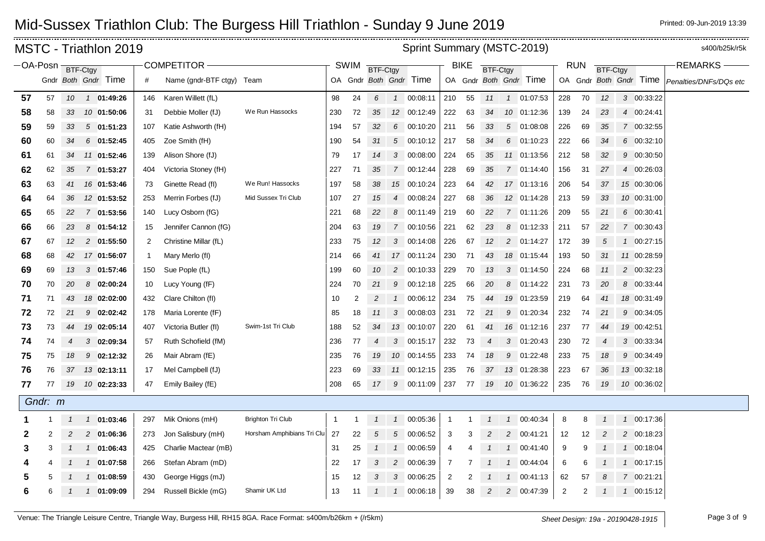# Mid-Sussex Triathlon Club: The Burgess Hill Triathlon - Sunday 9 June 2019

Printed: 09-Jun-2019 13:39

## MSTC - Triathlon 2019

Sprint Summary (MSTC-2019) s400/b25k/r5k

| OA-Posn | Gndr | BTF-Ctgy Both | BTF-Ctgy Gndr | Time | # | Name (gndr-BTF ctgy) | Team | SWIM OA | SWIM Gndr | SWIM BTF-Ctgy Both | SWIM BTF-Ctgy Gndr | SWIM Time | BIKE OA | BIKE Gndr | BIKE BTF-Ctgy Both | BIKE BTF-Ctgy Gndr | BIKE Time | RUN OA | RUN Gndr | RUN BTF-Ctgy Both | RUN BTF-Ctgy Gndr | RUN Time | REMARKS Penalties/DNFs/DQs etc |
|---|---|---|---|---|---|---|---|---|---|---|---|---|---|---|---|---|---|---|---|---|---|---|---|
| 57 | 57 | 10 | 1 | 01:49:26 | 146 | Karen Willett (fL) | | 98 | 24 | 6 | 1 | 00:08:11 | 210 | 55 | 11 | 1 | 01:07:53 | 228 | 70 | 12 | 3 | 00:33:22 | |
| 58 | 58 | 33 | 10 | 01:50:06 | 31 | Debbie Moller (fJ) | We Run Hassocks | 230 | 72 | 35 | 12 | 00:12:49 | 222 | 63 | 34 | 10 | 01:12:36 | 139 | 24 | 23 | 4 | 00:24:41 | |
| 59 | 59 | 33 | 5 | 01:51:23 | 107 | Katie Ashworth (fH) | | 194 | 57 | 32 | 6 | 00:10:20 | 211 | 56 | 33 | 5 | 01:08:08 | 226 | 69 | 35 | 7 | 00:32:55 | |
| 60 | 60 | 34 | 6 | 01:52:45 | 405 | Zoe Smith (fH) | | 190 | 54 | 31 | 5 | 00:10:12 | 217 | 58 | 34 | 6 | 01:10:23 | 222 | 66 | 34 | 6 | 00:32:10 | |
| 61 | 61 | 34 | 11 | 01:52:46 | 139 | Alison Shore (fJ) | | 79 | 17 | 14 | 3 | 00:08:00 | 224 | 65 | 35 | 11 | 01:13:56 | 212 | 58 | 32 | 9 | 00:30:50 | |
| 62 | 62 | 35 | 7 | 01:53:27 | 404 | Victoria Stoney (fH) | | 227 | 71 | 35 | 7 | 00:12:44 | 228 | 69 | 35 | 7 | 01:14:40 | 156 | 31 | 27 | 4 | 00:26:03 | |
| 63 | 63 | 41 | 16 | 01:53:46 | 73 | Ginette Read (fI) | We Run! Hassocks | 197 | 58 | 38 | 15 | 00:10:24 | 223 | 64 | 42 | 17 | 01:13:16 | 206 | 54 | 37 | 15 | 00:30:06 | |
| 64 | 64 | 36 | 12 | 01:53:52 | 253 | Merrin Forbes (fJ) | Mid Sussex Tri Club | 107 | 27 | 15 | 4 | 00:08:24 | 227 | 68 | 36 | 12 | 01:14:28 | 213 | 59 | 33 | 10 | 00:31:00 | |
| 65 | 65 | 22 | 7 | 01:53:56 | 140 | Lucy Osborn (fG) | | 221 | 68 | 22 | 8 | 00:11:49 | 219 | 60 | 22 | 7 | 01:11:26 | 209 | 55 | 21 | 6 | 00:30:41 | |
| 66 | 66 | 23 | 8 | 01:54:12 | 15 | Jennifer Cannon (fG) | | 204 | 63 | 19 | 7 | 00:10:56 | 221 | 62 | 23 | 8 | 01:12:33 | 211 | 57 | 22 | 7 | 00:30:43 | |
| 67 | 67 | 12 | 2 | 01:55:50 | 2 | Christine Millar (fL) | | 233 | 75 | 12 | 3 | 00:14:08 | 226 | 67 | 12 | 2 | 01:14:27 | 172 | 39 | 5 | 1 | 00:27:15 | |
| 68 | 68 | 42 | 17 | 01:56:07 | 1 | Mary Merlo (fI) | | 214 | 66 | 41 | 17 | 00:11:24 | 230 | 71 | 43 | 18 | 01:15:44 | 193 | 50 | 31 | 11 | 00:28:59 | |
| 69 | 69 | 13 | 3 | 01:57:46 | 150 | Sue Pople (fL) | | 199 | 60 | 10 | 2 | 00:10:33 | 229 | 70 | 13 | 3 | 01:14:50 | 224 | 68 | 11 | 2 | 00:32:23 | |
| 70 | 70 | 20 | 8 | 02:00:24 | 10 | Lucy Young (fF) | | 224 | 70 | 21 | 9 | 00:12:18 | 225 | 66 | 20 | 8 | 01:14:22 | 231 | 73 | 20 | 8 | 00:33:44 | |
| 71 | 71 | 43 | 18 | 02:02:00 | 432 | Clare Chilton (fI) | | 10 | 2 | 2 | 1 | 00:06:12 | 234 | 75 | 44 | 19 | 01:23:59 | 219 | 64 | 41 | 18 | 00:31:49 | |
| 72 | 72 | 21 | 9 | 02:02:42 | 178 | Maria Lorente (fF) | | 85 | 18 | 11 | 3 | 00:08:03 | 231 | 72 | 21 | 9 | 01:20:34 | 232 | 74 | 21 | 9 | 00:34:05 | |
| 73 | 73 | 44 | 19 | 02:05:14 | 407 | Victoria Butler (fI) | Swim-1st Tri Club | 188 | 52 | 34 | 13 | 00:10:07 | 220 | 61 | 41 | 16 | 01:12:16 | 237 | 77 | 44 | 19 | 00:42:51 | |
| 74 | 74 | 4 | 3 | 02:09:34 | 57 | Ruth Schofield (fM) | | 236 | 77 | 4 | 3 | 00:15:17 | 232 | 73 | 4 | 3 | 01:20:43 | 230 | 72 | 4 | 3 | 00:33:34 | |
| 75 | 75 | 18 | 9 | 02:12:32 | 26 | Mair Abram (fE) | | 235 | 76 | 19 | 10 | 00:14:55 | 233 | 74 | 18 | 9 | 01:22:48 | 233 | 75 | 18 | 9 | 00:34:49 | |
| 76 | 76 | 37 | 13 | 02:13:11 | 17 | Mel Campbell (fJ) | | 223 | 69 | 33 | 11 | 00:12:15 | 235 | 76 | 37 | 13 | 01:28:38 | 223 | 67 | 36 | 13 | 00:32:18 | |
| 77 | 77 | 19 | 10 | 02:23:33 | 47 | Emily Bailey (fE) | | 208 | 65 | 17 | 9 | 00:11:09 | 237 | 77 | 19 | 10 | 01:36:22 | 235 | 76 | 19 | 10 | 00:36:02 | |
| *Gndr: m* | | | | | | | | | | | | | | | | | | | | | | | |
| 1 | 1 | 1 | 1 | 01:03:46 | 297 | Mik Onions (mH) | Brighton Tri Club | 1 | 1 | 1 | 1 | 00:05:36 | 1 | 1 | 1 | 1 | 00:40:34 | 8 | 8 | 1 | 1 | 00:17:36 | |
| 2 | 2 | 2 | 2 | 01:06:36 | 273 | Jon Salisbury (mH) | Horsham Amphibians Tri Clu | 27 | 22 | 5 | 5 | 00:06:52 | 3 | 3 | 2 | 2 | 00:41:21 | 12 | 12 | 2 | 2 | 00:18:23 | |
| 3 | 3 | 1 | 1 | 01:06:43 | 425 | Charlie Mactear (mB) | | 31 | 25 | 1 | 1 | 00:06:59 | 4 | 4 | 1 | 1 | 00:41:40 | 9 | 9 | 1 | 1 | 00:18:04 | |
| 4 | 4 | 1 | 1 | 01:07:58 | 266 | Stefan Abram (mD) | | 22 | 17 | 3 | 2 | 00:06:39 | 7 | 7 | 1 | 1 | 00:44:04 | 6 | 6 | 1 | 1 | 00:17:15 | |
| 5 | 5 | 1 | 1 | 01:08:59 | 430 | George Higgs (mJ) | | 15 | 12 | 3 | 3 | 00:06:25 | 2 | 2 | 1 | 1 | 00:41:13 | 62 | 57 | 8 | 7 | 00:21:21 | |
| 6 | 6 | 1 | 1 | 01:09:09 | 294 | Russell Bickle (mG) | Shamir UK Ltd | 13 | 11 | 1 | 1 | 00:06:18 | 39 | 38 | 2 | 2 | 00:47:39 | 2 | 2 | 1 | 1 | 00:15:12 | |

Venue: The Triangle Leisure Centre, Triangle Way, Burgess Hill, RH15 8GA. Race Format: s400m/b26km + (/r5km)

Sheet Design: 19a - 20190428-1915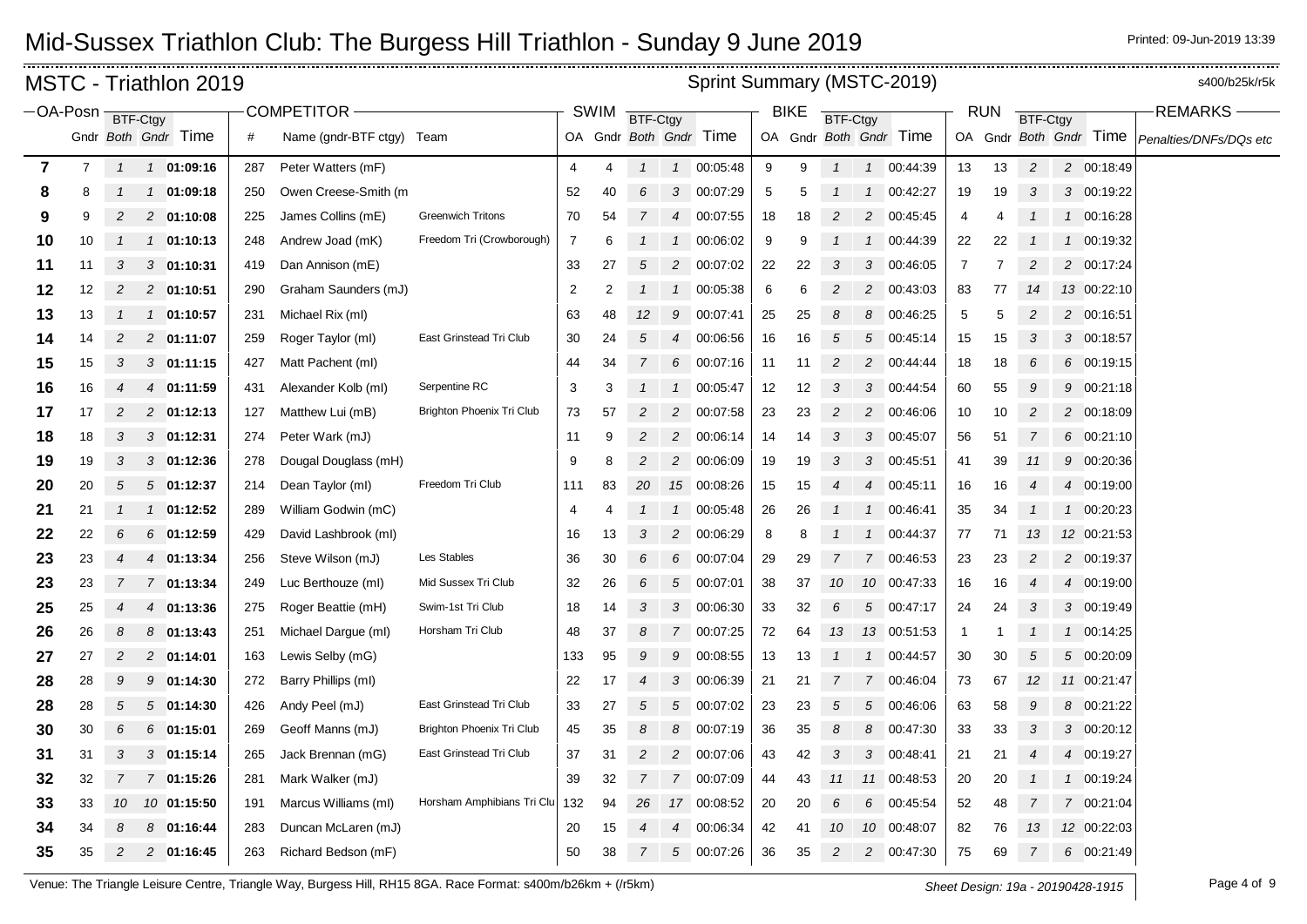# Mid-Sussex Triathlon Club: The Burgess Hill Triathlon - Sunday 9 June 2019

## MSTC - Triathlon 2019

Sprint Summary (MSTC-2019) s400/b25k/r5k

| OA-Posn | | | | | COMPETITOR | | | SWIM | | | | | BIKE | | | | | RUN | | | | | REMARKS |
|---|---|---|---|---|---|---|---|---|---|---|---|---|---|---|---|---|---|---|---|---|---|---|---|
| | Gndr | BTF-Ctgy Both | BTF-Ctgy Gndr | Time | # | Name (gndr-BTF ctgy) | Team | OA | Gndr | BTF-Ctgy Both | BTF-Ctgy Gndr | Time | OA | Gndr | BTF-Ctgy Both | BTF-Ctgy Gndr | Time | OA | Gndr | BTF-Ctgy Both | BTF-Ctgy Gndr | Time | Penalties/DNFs/DQs etc |
| **7** | 7 | 1 | 1 | **01:09:16** | 287 | Peter Watters (mF) | | 4 | 4 | 1 | 1 | 00:05:48 | 9 | 9 | 1 | 1 | 00:44:39 | 13 | 13 | 2 | 2 | 00:18:49 | |
| **8** | 8 | 1 | 1 | **01:09:18** | 250 | Owen Creese-Smith (m | | 52 | 40 | 6 | 3 | 00:07:29 | 5 | 5 | 1 | 1 | 00:42:27 | 19 | 19 | 3 | 3 | 00:19:22 | |
| **9** | 9 | 2 | 2 | **01:10:08** | 225 | James Collins (mE) | Greenwich Tritons | 70 | 54 | 7 | 4 | 00:07:55 | 18 | 18 | 2 | 2 | 00:45:45 | 4 | 4 | 1 | 1 | 00:16:28 | |
| **10** | 10 | 1 | 1 | **01:10:13** | 248 | Andrew Joad (mK) | Freedom Tri (Crowborough) | 7 | 6 | 1 | 1 | 00:06:02 | 9 | 9 | 1 | 1 | 00:44:39 | 22 | 22 | 1 | 1 | 00:19:32 | |
| **11** | 11 | 3 | 3 | **01:10:31** | 419 | Dan Annison (mE) | | 33 | 27 | 5 | 2 | 00:07:02 | 22 | 22 | 3 | 3 | 00:46:05 | 7 | 7 | 2 | 2 | 00:17:24 | |
| **12** | 12 | 2 | 2 | **01:10:51** | 290 | Graham Saunders (mJ) | | 2 | 2 | 1 | 1 | 00:05:38 | 6 | 6 | 2 | 2 | 00:43:03 | 83 | 77 | 14 | 13 | 00:22:10 | |
| **13** | 13 | 1 | 1 | **01:10:57** | 231 | Michael Rix (mI) | | 63 | 48 | 12 | 9 | 00:07:41 | 25 | 25 | 8 | 8 | 00:46:25 | 5 | 5 | 2 | 2 | 00:16:51 | |
| **14** | 14 | 2 | 2 | **01:11:07** | 259 | Roger Taylor (mI) | East Grinstead Tri Club | 30 | 24 | 5 | 4 | 00:06:56 | 16 | 16 | 5 | 5 | 00:45:14 | 15 | 15 | 3 | 3 | 00:18:57 | |
| **15** | 15 | 3 | 3 | **01:11:15** | 427 | Matt Pachent (mI) | | 44 | 34 | 7 | 6 | 00:07:16 | 11 | 11 | 2 | 2 | 00:44:44 | 18 | 18 | 6 | 6 | 00:19:15 | |
| **16** | 16 | 4 | 4 | **01:11:59** | 431 | Alexander Kolb (mI) | Serpentine RC | 3 | 3 | 1 | 1 | 00:05:47 | 12 | 12 | 3 | 3 | 00:44:54 | 60 | 55 | 9 | 9 | 00:21:18 | |
| **17** | 17 | 2 | 2 | **01:12:13** | 127 | Matthew Lui (mB) | Brighton Phoenix Tri Club | 73 | 57 | 2 | 2 | 00:07:58 | 23 | 23 | 2 | 2 | 00:46:06 | 10 | 10 | 2 | 2 | 00:18:09 | |
| **18** | 18 | 3 | 3 | **01:12:31** | 274 | Peter Wark (mJ) | | 11 | 9 | 2 | 2 | 00:06:14 | 14 | 14 | 3 | 3 | 00:45:07 | 56 | 51 | 7 | 6 | 00:21:10 | |
| **19** | 19 | 3 | 3 | **01:12:36** | 278 | Dougal Douglass (mH) | | 9 | 8 | 2 | 2 | 00:06:09 | 19 | 19 | 3 | 3 | 00:45:51 | 41 | 39 | 11 | 9 | 00:20:36 | |
| **20** | 20 | 5 | 5 | **01:12:37** | 214 | Dean Taylor (mI) | Freedom Tri Club | 111 | 83 | 20 | 15 | 00:08:26 | 15 | 15 | 4 | 4 | 00:45:11 | 16 | 16 | 4 | 4 | 00:19:00 | |
| **21** | 21 | 1 | 1 | **01:12:52** | 289 | William Godwin (mC) | | 4 | 4 | 1 | 1 | 00:05:48 | 26 | 26 | 1 | 1 | 00:46:41 | 35 | 34 | 1 | 1 | 00:20:23 | |
| **22** | 22 | 6 | 6 | **01:12:59** | 429 | David Lashbrook (mI) | | 16 | 13 | 3 | 2 | 00:06:29 | 8 | 8 | 1 | 1 | 00:44:37 | 77 | 71 | 13 | 12 | 00:21:53 | |
| **23** | 23 | 4 | 4 | **01:13:34** | 256 | Steve Wilson (mJ) | Les Stables | 36 | 30 | 6 | 6 | 00:07:04 | 29 | 29 | 7 | 7 | 00:46:53 | 23 | 23 | 2 | 2 | 00:19:37 | |
| **23** | 23 | 7 | 7 | **01:13:34** | 249 | Luc Berthouze (mI) | Mid Sussex Tri Club | 32 | 26 | 6 | 5 | 00:07:01 | 38 | 37 | 10 | 10 | 00:47:33 | 16 | 16 | 4 | 4 | 00:19:00 | |
| **25** | 25 | 4 | 4 | **01:13:36** | 275 | Roger Beattie (mH) | Swim-1st Tri Club | 18 | 14 | 3 | 3 | 00:06:30 | 33 | 32 | 6 | 5 | 00:47:17 | 24 | 24 | 3 | 3 | 00:19:49 | |
| **26** | 26 | 8 | 8 | **01:13:43** | 251 | Michael Dargue (mI) | Horsham Tri Club | 48 | 37 | 8 | 7 | 00:07:25 | 72 | 64 | 13 | 13 | 00:51:53 | 1 | 1 | 1 | 1 | 00:14:25 | |
| **27** | 27 | 2 | 2 | **01:14:01** | 163 | Lewis Selby (mG) | | 133 | 95 | 9 | 9 | 00:08:55 | 13 | 13 | 1 | 1 | 00:44:57 | 30 | 30 | 5 | 5 | 00:20:09 | |
| **28** | 28 | 9 | 9 | **01:14:30** | 272 | Barry Phillips (mI) | | 22 | 17 | 4 | 3 | 00:06:39 | 21 | 21 | 7 | 7 | 00:46:04 | 73 | 67 | 12 | 11 | 00:21:47 | |
| **28** | 28 | 5 | 5 | **01:14:30** | 426 | Andy Peel (mJ) | East Grinstead Tri Club | 33 | 27 | 5 | 5 | 00:07:02 | 23 | 23 | 5 | 5 | 00:46:06 | 63 | 58 | 9 | 8 | 00:21:22 | |
| **30** | 30 | 6 | 6 | **01:15:01** | 269 | Geoff Manns (mJ) | Brighton Phoenix Tri Club | 45 | 35 | 8 | 8 | 00:07:19 | 36 | 35 | 8 | 8 | 00:47:30 | 33 | 33 | 3 | 3 | 00:20:12 | |
| **31** | 31 | 3 | 3 | **01:15:14** | 265 | Jack Brennan (mG) | East Grinstead Tri Club | 37 | 31 | 2 | 2 | 00:07:06 | 43 | 42 | 3 | 3 | 00:48:41 | 21 | 21 | 4 | 4 | 00:19:27 | |
| **32** | 32 | 7 | 7 | **01:15:26** | 281 | Mark Walker (mJ) | | 39 | 32 | 7 | 7 | 00:07:09 | 44 | 43 | 11 | 11 | 00:48:53 | 20 | 20 | 1 | 1 | 00:19:24 | |
| **33** | 33 | 10 | 10 | **01:15:50** | 191 | Marcus Williams (mI) | Horsham Amphibians Tri Clu | 132 | 94 | 26 | 17 | 00:08:52 | 20 | 20 | 6 | 6 | 00:45:54 | 52 | 48 | 7 | 7 | 00:21:04 | |
| **34** | 34 | 8 | 8 | **01:16:44** | 283 | Duncan McLaren (mJ) | | 20 | 15 | 4 | 4 | 00:06:34 | 42 | 41 | 10 | 10 | 00:48:07 | 82 | 76 | 13 | 12 | 00:22:03 | |
| **35** | 35 | 2 | 2 | **01:16:45** | 263 | Richard Bedson (mF) | | 50 | 38 | 7 | 5 | 00:07:26 | 36 | 35 | 2 | 2 | 00:47:30 | 75 | 69 | 7 | 6 | 00:21:49 | |

Venue: The Triangle Leisure Centre, Triangle Way, Burgess Hill, RH15 8GA. Race Format: s400m/b26km + (/r5km)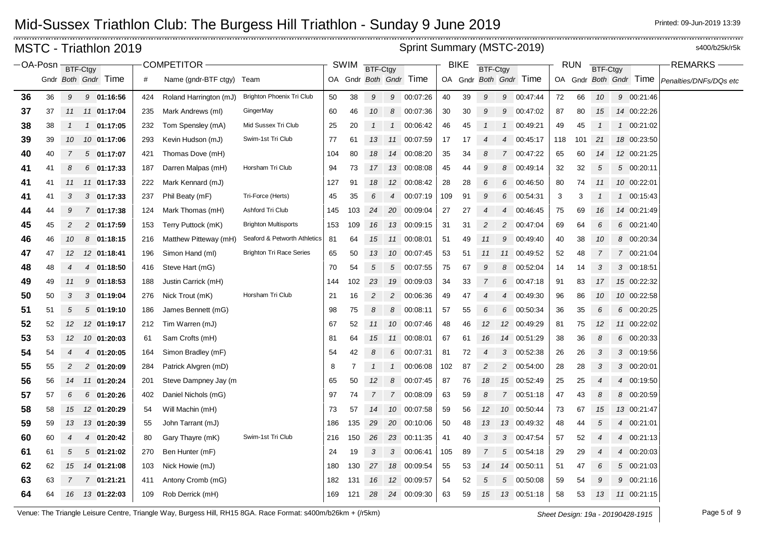# Mid-Sussex Triathlon Club: The Burgess Hill Triathlon - Sunday 9 June 2019

Printed: 09-Jun-2019 13:39

## MSTC - Triathlon 2019

**Sprint Summary (MSTC-2019)**

s400/b25k/r5k

| OA-Posn | | BTF-Ctgy | | | COMPETITOR | | | SWIM | | BTF-Ctgy | | | BIKE | | BTF-Ctgy | | | RUN | | BTF-Ctgy | | | REMARKS |
|---|---|---|---|---|---|---|---|---|---|---|---|---|---|---|---|---|---|---|---|---|---|---|---|
| | Gndr | Both | Gndr | Time | # | Name (gndr-BTF ctgy) | Team | OA | Gndr | Both | Gndr | Time | OA | Gndr | Both | Gndr | Time | OA | Gndr | Both | Gndr | Time | Penalties/DNFs/DQs etc |
| 36 | 36 | 9 | 9 | 01:16:56 | 424 | Roland Harrington (mJ) | Brighton Phoenix Tri Club | 50 | 38 | 9 | 9 | 00:07:26 | 40 | 39 | 9 | 9 | 00:47:44 | 72 | 66 | 10 | 9 | 00:21:46 | |
| 37 | 37 | 11 | 11 | 01:17:04 | 235 | Mark Andrews (mI) | GingerMay | 60 | 46 | 10 | 8 | 00:07:36 | 30 | 30 | 9 | 9 | 00:47:02 | 87 | 80 | 15 | 14 | 00:22:26 | |
| 38 | 38 | 1 | 1 | 01:17:05 | 232 | Tom Spensley (mA) | Mid Sussex Tri Club | 25 | 20 | 1 | 1 | 00:06:42 | 46 | 45 | 1 | 1 | 00:49:21 | 49 | 45 | 1 | 1 | 00:21:02 | |
| 39 | 39 | 10 | 10 | 01:17:06 | 293 | Kevin Hudson (mJ) | Swim-1st Tri Club | 77 | 61 | 13 | 11 | 00:07:59 | 17 | 17 | 4 | 4 | 00:45:17 | 118 | 101 | 21 | 18 | 00:23:50 | |
| 40 | 40 | 7 | 5 | 01:17:07 | 421 | Thomas Dove (mH) | | 104 | 80 | 18 | 14 | 00:08:20 | 35 | 34 | 8 | 7 | 00:47:22 | 65 | 60 | 14 | 12 | 00:21:25 | |
| 41 | 41 | 8 | 6 | 01:17:33 | 187 | Darren Malpas (mH) | Horsham Tri Club | 94 | 73 | 17 | 13 | 00:08:08 | 45 | 44 | 9 | 8 | 00:49:14 | 32 | 32 | 5 | 5 | 00:20:11 | |
| 41 | 41 | 11 | 11 | 01:17:33 | 222 | Mark Kennard (mJ) | | 127 | 91 | 18 | 12 | 00:08:42 | 28 | 28 | 6 | 6 | 00:46:50 | 80 | 74 | 11 | 10 | 00:22:01 | |
| 41 | 41 | 3 | 3 | 01:17:33 | 237 | Phil Beaty (mF) | Tri-Force (Herts) | 45 | 35 | 6 | 4 | 00:07:19 | 109 | 91 | 9 | 6 | 00:54:31 | 3 | 3 | 1 | 1 | 00:15:43 | |
| 44 | 44 | 9 | 7 | 01:17:38 | 124 | Mark Thomas (mH) | Ashford Tri Club | 145 | 103 | 24 | 20 | 00:09:04 | 27 | 27 | 4 | 4 | 00:46:45 | 75 | 69 | 16 | 14 | 00:21:49 | |
| 45 | 45 | 2 | 2 | 01:17:59 | 153 | Terry Puttock (mK) | Brighton Multisports | 153 | 109 | 16 | 13 | 00:09:15 | 31 | 31 | 2 | 2 | 00:47:04 | 69 | 64 | 6 | 6 | 00:21:40 | |
| 46 | 46 | 10 | 8 | 01:18:15 | 216 | Matthew Pitteway (mH) | Seaford & Petworth Athletics | 81 | 64 | 15 | 11 | 00:08:01 | 51 | 49 | 11 | 9 | 00:49:40 | 40 | 38 | 10 | 8 | 00:20:34 | |
| 47 | 47 | 12 | 12 | 01:18:41 | 196 | Simon Hand (mI) | Brighton Tri Race Series | 65 | 50 | 13 | 10 | 00:07:45 | 53 | 51 | 11 | 11 | 00:49:52 | 52 | 48 | 7 | 7 | 00:21:04 | |
| 48 | 48 | 4 | 4 | 01:18:50 | 416 | Steve Hart (mG) | | 70 | 54 | 5 | 5 | 00:07:55 | 75 | 67 | 9 | 8 | 00:52:04 | 14 | 14 | 3 | 3 | 00:18:51 | |
| 49 | 49 | 11 | 9 | 01:18:53 | 188 | Justin Carrick (mH) | | 144 | 102 | 23 | 19 | 00:09:03 | 34 | 33 | 7 | 6 | 00:47:18 | 91 | 83 | 17 | 15 | 00:22:32 | |
| 50 | 50 | 3 | 3 | 01:19:04 | 276 | Nick Trout (mK) | Horsham Tri Club | 21 | 16 | 2 | 2 | 00:06:36 | 49 | 47 | 4 | 4 | 00:49:30 | 96 | 86 | 10 | 10 | 00:22:58 | |
| 51 | 51 | 5 | 5 | 01:19:10 | 186 | James Bennett (mG) | | 98 | 75 | 8 | 8 | 00:08:11 | 57 | 55 | 6 | 6 | 00:50:34 | 36 | 35 | 6 | 6 | 00:20:25 | |
| 52 | 52 | 12 | 12 | 01:19:17 | 212 | Tim Warren (mJ) | | 67 | 52 | 11 | 10 | 00:07:46 | 48 | 46 | 12 | 12 | 00:49:29 | 81 | 75 | 12 | 11 | 00:22:02 | |
| 53 | 53 | 12 | 10 | 01:20:03 | 61 | Sam Crofts (mH) | | 81 | 64 | 15 | 11 | 00:08:01 | 67 | 61 | 16 | 14 | 00:51:29 | 38 | 36 | 8 | 6 | 00:20:33 | |
| 54 | 54 | 4 | 4 | 01:20:05 | 164 | Simon Bradley (mF) | | 54 | 42 | 8 | 6 | 00:07:31 | 81 | 72 | 4 | 3 | 00:52:38 | 26 | 26 | 3 | 3 | 00:19:56 | |
| 55 | 55 | 2 | 2 | 01:20:09 | 284 | Patrick Alvgren (mD) | | 8 | 7 | 1 | 1 | 00:06:08 | 102 | 87 | 2 | 2 | 00:54:00 | 28 | 28 | 3 | 3 | 00:20:01 | |
| 56 | 56 | 14 | 11 | 01:20:24 | 201 | Steve Dampney Jay (m | | 65 | 50 | 12 | 8 | 00:07:45 | 87 | 76 | 18 | 15 | 00:52:49 | 25 | 25 | 4 | 4 | 00:19:50 | |
| 57 | 57 | 6 | 6 | 01:20:26 | 402 | Daniel Nichols (mG) | | 97 | 74 | 7 | 7 | 00:08:09 | 63 | 59 | 8 | 7 | 00:51:18 | 47 | 43 | 8 | 8 | 00:20:59 | |
| 58 | 58 | 15 | 12 | 01:20:29 | 54 | Will Machin (mH) | | 73 | 57 | 14 | 10 | 00:07:58 | 59 | 56 | 12 | 10 | 00:50:44 | 73 | 67 | 15 | 13 | 00:21:47 | |
| 59 | 59 | 13 | 13 | 01:20:39 | 55 | John Tarrant (mJ) | | 186 | 135 | 29 | 20 | 00:10:06 | 50 | 48 | 13 | 13 | 00:49:32 | 48 | 44 | 5 | 4 | 00:21:01 | |
| 60 | 60 | 4 | 4 | 01:20:42 | 80 | Gary Thayre (mK) | Swim-1st Tri Club | 216 | 150 | 26 | 23 | 00:11:35 | 41 | 40 | 3 | 3 | 00:47:54 | 57 | 52 | 4 | 4 | 00:21:13 | |
| 61 | 61 | 5 | 5 | 01:21:02 | 270 | Ben Hunter (mF) | | 24 | 19 | 3 | 3 | 00:06:41 | 105 | 89 | 7 | 5 | 00:54:18 | 29 | 29 | 4 | 4 | 00:20:03 | |
| 62 | 62 | 15 | 14 | 01:21:08 | 103 | Nick Howie (mJ) | | 180 | 130 | 27 | 18 | 00:09:54 | 55 | 53 | 14 | 14 | 00:50:11 | 51 | 47 | 6 | 5 | 00:21:03 | |
| 63 | 63 | 7 | 7 | 01:21:21 | 411 | Antony Cromb (mG) | | 182 | 131 | 16 | 12 | 00:09:57 | 54 | 52 | 5 | 5 | 00:50:08 | 59 | 54 | 9 | 9 | 00:21:16 | |
| 64 | 64 | 16 | 13 | 01:22:03 | 109 | Rob Derrick (mH) | | 169 | 121 | 28 | 24 | 00:09:30 | 63 | 59 | 15 | 13 | 00:51:18 | 58 | 53 | 13 | 11 | 00:21:15 | |

Venue: The Triangle Leisure Centre, Triangle Way, Burgess Hill, RH15 8GA. Race Format: s400m/b26km + (/r5km)

Sheet Design: 19a - 20190428-1915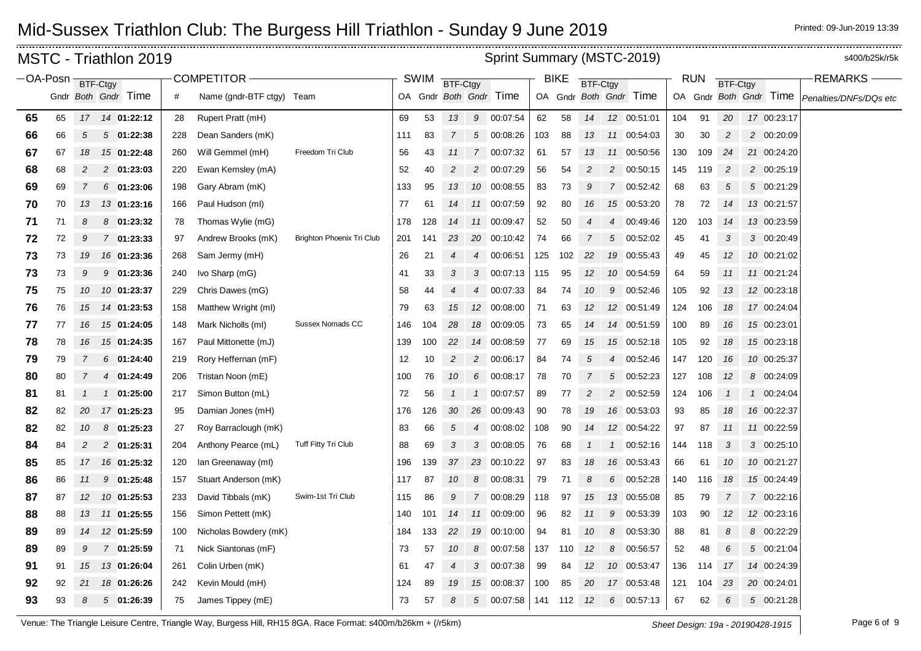# Mid-Sussex Triathlon Club: The Burgess Hill Triathlon - Sunday 9 June 2019

Printed: 09-Jun-2019 13:39

## MSTC - Triathlon 2019

Sprint Summary (MSTC-2019)

s400/b25k/r5k

| OA-Posn | | BTF-Ctgy | | | COMPETITOR | | | SWIM | | BTF-Ctgy | | | BIKE | | BTF-Ctgy | | | RUN | | BTF-Ctgy | | | REMARKS |
|---|---|---|---|---|---|---|---|---|---|---|---|---|---|---|---|---|---|---|---|---|---|---|---|
| | Gndr | Both | Gndr | Time | # | Name (gndr-BTF ctgy) | Team | OA | Gndr | Both | Gndr | Time | OA | Gndr | Both | Gndr | Time | OA | Gndr | Both | Gndr | Time | Penalties/DNFs/DQs etc |
| **65** | 65 | *17* | *14* | **01:22:12** | 28 | Rupert Pratt (mH) | | 69 | 53 | *13* | *9* | 00:07:54 | 62 | 58 | *14* | *12* | 00:51:01 | 104 | 91 | *20* | *17* | 00:23:17 | |
| **66** | 66 | *5* | *5* | **01:22:38** | 228 | Dean Sanders (mK) | | 111 | 83 | *7* | *5* | 00:08:26 | 103 | 88 | *13* | *11* | 00:54:03 | 30 | 30 | *2* | *2* | 00:20:09 | |
| **67** | 67 | *18* | *15* | **01:22:48** | 260 | Will Gemmel (mH) | Freedom Tri Club | 56 | 43 | *11* | *7* | 00:07:32 | 61 | 57 | *13* | *11* | 00:50:56 | 130 | 109 | *24* | *21* | 00:24:20 | |
| **68** | 68 | *2* | *2* | **01:23:03** | 220 | Ewan Kemsley (mA) | | 52 | 40 | *2* | *2* | 00:07:29 | 56 | 54 | *2* | *2* | 00:50:15 | 145 | 119 | *2* | *2* | 00:25:19 | |
| **69** | 69 | *7* | *6* | **01:23:06** | 198 | Gary Abram (mK) | | 133 | 95 | *13* | *10* | 00:08:55 | 83 | 73 | *9* | *7* | 00:52:42 | 68 | 63 | *5* | *5* | 00:21:29 | |
| **70** | 70 | *13* | *13* | **01:23:16** | 166 | Paul Hudson (mI) | | 77 | 61 | *14* | *11* | 00:07:59 | 92 | 80 | *16* | *15* | 00:53:20 | 78 | 72 | *14* | *13* | 00:21:57 | |
| **71** | 71 | *8* | *8* | **01:23:32** | 78 | Thomas Wylie (mG) | | 178 | 128 | *14* | *11* | 00:09:47 | 52 | 50 | *4* | *4* | 00:49:46 | 120 | 103 | *14* | *13* | 00:23:59 | |
| **72** | 72 | *9* | *7* | **01:23:33** | 97 | Andrew Brooks (mK) | Brighton Phoenix Tri Club | 201 | 141 | *23* | *20* | 00:10:42 | 74 | 66 | *7* | *5* | 00:52:02 | 45 | 41 | *3* | *3* | 00:20:49 | |
| **73** | 73 | *19* | *16* | **01:23:36** | 268 | Sam Jermy (mH) | | 26 | 21 | *4* | *4* | 00:06:51 | 125 | 102 | *22* | *19* | 00:55:43 | 49 | 45 | *12* | *10* | 00:21:02 | |
| **73** | 73 | *9* | *9* | **01:23:36** | 240 | Ivo Sharp (mG) | | 41 | 33 | *3* | *3* | 00:07:13 | 115 | 95 | *12* | *10* | 00:54:59 | 64 | 59 | *11* | *11* | 00:21:24 | |
| **75** | 75 | *10* | *10* | **01:23:37** | 229 | Chris Dawes (mG) | | 58 | 44 | *4* | *4* | 00:07:33 | 84 | 74 | *10* | *9* | 00:52:46 | 105 | 92 | *13* | *12* | 00:23:18 | |
| **76** | 76 | *15* | *14* | **01:23:53** | 158 | Matthew Wright (mI) | | 79 | 63 | *15* | *12* | 00:08:00 | 71 | 63 | *12* | *12* | 00:51:49 | 124 | 106 | *18* | *17* | 00:24:04 | |
| **77** | 77 | *16* | *15* | **01:24:05** | 148 | Mark Nicholls (mI) | Sussex Nomads CC | 146 | 104 | *28* | *18* | 00:09:05 | 73 | 65 | *14* | *14* | 00:51:59 | 100 | 89 | *16* | *15* | 00:23:01 | |
| **78** | 78 | *16* | *15* | **01:24:35** | 167 | Paul Mittonette (mJ) | | 139 | 100 | *22* | *14* | 00:08:59 | 77 | 69 | *15* | *15* | 00:52:18 | 105 | 92 | *18* | *15* | 00:23:18 | |
| **79** | 79 | *7* | *6* | **01:24:40** | 219 | Rory Heffernan (mF) | | 12 | 10 | *2* | *2* | 00:06:17 | 84 | 74 | *5* | *4* | 00:52:46 | 147 | 120 | *16* | *10* | 00:25:37 | |
| **80** | 80 | *7* | *4* | **01:24:49** | 206 | Tristan Noon (mE) | | 100 | 76 | *10* | *6* | 00:08:17 | 78 | 70 | *7* | *5* | 00:52:23 | 127 | 108 | *12* | *8* | 00:24:09 | |
| **81** | 81 | *1* | *1* | **01:25:00** | 217 | Simon Button (mL) | | 72 | 56 | *1* | *1* | 00:07:57 | 89 | 77 | *2* | *2* | 00:52:59 | 124 | 106 | *1* | *1* | 00:24:04 | |
| **82** | 82 | *20* | *17* | **01:25:23** | 95 | Damian Jones (mH) | | 176 | 126 | *30* | *26* | 00:09:43 | 90 | 78 | *19* | *16* | 00:53:03 | 93 | 85 | *18* | *16* | 00:22:37 | |
| **82** | 82 | *10* | *8* | **01:25:23** | 27 | Roy Barraclough (mK) | | 83 | 66 | *5* | *4* | 00:08:02 | 108 | 90 | *14* | *12* | 00:54:22 | 97 | 87 | *11* | *11* | 00:22:59 | |
| **84** | 84 | *2* | *2* | **01:25:31** | 204 | Anthony Pearce (mL) | Tuff Fitty Tri Club | 88 | 69 | *3* | *3* | 00:08:05 | 76 | 68 | *1* | *1* | 00:52:16 | 144 | 118 | *3* | *3* | 00:25:10 | |
| **85** | 85 | *17* | *16* | **01:25:32** | 120 | Ian Greenaway (mI) | | 196 | 139 | *37* | *23* | 00:10:22 | 97 | 83 | *18* | *16* | 00:53:43 | 66 | 61 | *10* | *10* | 00:21:27 | |
| **86** | 86 | *11* | *9* | **01:25:48** | 157 | Stuart Anderson (mK) | | 117 | 87 | *10* | *8* | 00:08:31 | 79 | 71 | *8* | *6* | 00:52:28 | 140 | 116 | *18* | *15* | 00:24:49 | |
| **87** | 87 | *12* | *10* | **01:25:53** | 233 | David Tibbals (mK) | Swim-1st Tri Club | 115 | 86 | *9* | *7* | 00:08:29 | 118 | 97 | *15* | *13* | 00:55:08 | 85 | 79 | *7* | *7* | 00:22:16 | |
| **88** | 88 | *13* | *11* | **01:25:55** | 156 | Simon Pettett (mK) | | 140 | 101 | *14* | *11* | 00:09:00 | 96 | 82 | *11* | *9* | 00:53:39 | 103 | 90 | *12* | *12* | 00:23:16 | |
| **89** | 89 | *14* | *12* | **01:25:59** | 100 | Nicholas Bowdery (mK) | | 184 | 133 | *22* | *19* | 00:10:00 | 94 | 81 | *10* | *8* | 00:53:30 | 88 | 81 | *8* | *8* | 00:22:29 | |
| **89** | 89 | *9* | *7* | **01:25:59** | 71 | Nick Siantonas (mF) | | 73 | 57 | *10* | *8* | 00:07:58 | 137 | 110 | *12* | *8* | 00:56:57 | 52 | 48 | *6* | *5* | 00:21:04 | |
| **91** | 91 | *15* | *13* | **01:26:04** | 261 | Colin Urben (mK) | | 61 | 47 | *4* | *3* | 00:07:38 | 99 | 84 | *12* | *10* | 00:53:47 | 136 | 114 | *17* | *14* | 00:24:39 | |
| **92** | 92 | *21* | *18* | **01:26:26** | 242 | Kevin Mould (mH) | | 124 | 89 | *19* | *15* | 00:08:37 | 100 | 85 | *20* | *17* | 00:53:48 | 121 | 104 | *23* | *20* | 00:24:01 | |
| **93** | 93 | *8* | *5* | **01:26:39** | 75 | James Tippey (mE) | | 73 | 57 | *8* | *5* | 00:07:58 | 141 | 112 | *12* | *6* | 00:57:13 | 67 | 62 | *6* | *5* | 00:21:28 | |

Venue: The Triangle Leisure Centre, Triangle Way, Burgess Hill, RH15 8GA. Race Format: s400m/b26km + (/r5km)

*Sheet Design: 19a - 20190428-1915*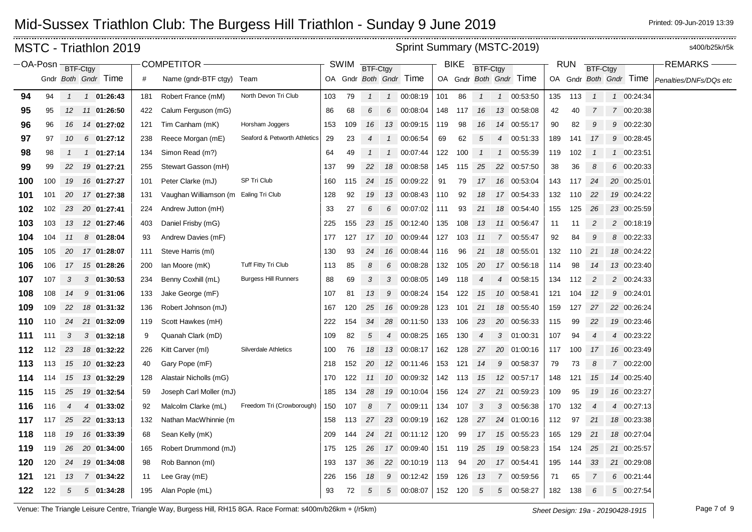# Mid-Sussex Triathlon Club: The Burgess Hill Triathlon - Sunday 9 June 2019

## MSTC - Triathlon 2019

Sprint Summary (MSTC-2019) s400/b25k/r5k

| OA-Posn | | | | | COMPETITOR | | | SWIM | | | | | BIKE | | | | | RUN | | | | | REMARKS |
|---|---|---|---|---|---|---|---|---|---|---|---|---|---|---|---|---|---|---|---|---|---|---|---|
| | Gndr | BTF-Ctgy Both | BTF-Ctgy Gndr | Time | # | Name (gndr-BTF ctgy) | Team | OA | Gndr | BTF-Ctgy Both | BTF-Ctgy Gndr | Time | OA | Gndr | BTF-Ctgy Both | BTF-Ctgy Gndr | Time | OA | Gndr | BTF-Ctgy Both | BTF-Ctgy Gndr | Time | Penalties/DNFs/DQs etc |
| **94** | 94 | 1 | 1 | **01:26:43** | 181 | Robert France (mM) | North Devon Tri Club | 103 | 79 | 1 | 1 | 00:08:19 | 101 | 86 | 1 | 1 | 00:53:50 | 135 | 113 | 1 | 1 | 00:24:34 | |
| **95** | 95 | 12 | 11 | **01:26:50** | 422 | Calum Ferguson (mG) | | 86 | 68 | 6 | 6 | 00:08:04 | 148 | 117 | 16 | 13 | 00:58:08 | 42 | 40 | 7 | 7 | 00:20:38 | |
| **96** | 96 | 16 | 14 | **01:27:02** | 121 | Tim Canham (mK) | Horsham Joggers | 153 | 109 | 16 | 13 | 00:09:15 | 119 | 98 | 16 | 14 | 00:55:17 | 90 | 82 | 9 | 9 | 00:22:30 | |
| **97** | 97 | 10 | 6 | **01:27:12** | 238 | Reece Morgan (mE) | Seaford & Petworth Athletics | 29 | 23 | 4 | 1 | 00:06:54 | 69 | 62 | 5 | 4 | 00:51:33 | 189 | 141 | 17 | 9 | 00:28:45 | |
| **98** | 98 | 1 | 1 | **01:27:14** | 134 | Simon Read (m?) | | 64 | 49 | 1 | 1 | 00:07:44 | 122 | 100 | 1 | 1 | 00:55:39 | 119 | 102 | 1 | 1 | 00:23:51 | |
| **99** | 99 | 22 | 19 | **01:27:21** | 255 | Stewart Gasson (mH) | | 137 | 99 | 22 | 18 | 00:08:58 | 145 | 115 | 25 | 22 | 00:57:50 | 38 | 36 | 8 | 6 | 00:20:33 | |
| **100** | 100 | 19 | 16 | **01:27:27** | 101 | Peter Clarke (mJ) | SP Tri Club | 160 | 115 | 24 | 15 | 00:09:22 | 91 | 79 | 17 | 16 | 00:53:04 | 143 | 117 | 24 | 20 | 00:25:01 | |
| **101** | 101 | 20 | 17 | **01:27:38** | 131 | Vaughan Williamson (m | Ealing Tri Club | 128 | 92 | 19 | 13 | 00:08:43 | 110 | 92 | 18 | 17 | 00:54:33 | 132 | 110 | 22 | 19 | 00:24:22 | |
| **102** | 102 | 23 | 20 | **01:27:41** | 224 | Andrew Jutton (mH) | | 33 | 27 | 6 | 6 | 00:07:02 | 111 | 93 | 21 | 18 | 00:54:40 | 155 | 125 | 26 | 23 | 00:25:59 | |
| **103** | 103 | 13 | 12 | **01:27:46** | 403 | Daniel Frisby (mG) | | 225 | 155 | 23 | 15 | 00:12:40 | 135 | 108 | 13 | 11 | 00:56:47 | 11 | 11 | 2 | 2 | 00:18:19 | |
| **104** | 104 | 11 | 8 | **01:28:04** | 93 | Andrew Davies (mF) | | 177 | 127 | 17 | 10 | 00:09:44 | 127 | 103 | 11 | 7 | 00:55:47 | 92 | 84 | 9 | 8 | 00:22:33 | |
| **105** | 105 | 20 | 17 | **01:28:07** | 111 | Steve Harris (mI) | | 130 | 93 | 24 | 16 | 00:08:44 | 116 | 96 | 21 | 18 | 00:55:01 | 132 | 110 | 21 | 18 | 00:24:22 | |
| **106** | 106 | 17 | 15 | **01:28:26** | 200 | Ian Moore (mK) | Tuff Fitty Tri Club | 113 | 85 | 8 | 6 | 00:08:28 | 132 | 105 | 20 | 17 | 00:56:18 | 114 | 98 | 14 | 13 | 00:23:40 | |
| **107** | 107 | 3 | 3 | **01:30:53** | 234 | Benny Coxhill (mL) | Burgess Hill Runners | 88 | 69 | 3 | 3 | 00:08:05 | 149 | 118 | 4 | 4 | 00:58:15 | 134 | 112 | 2 | 2 | 00:24:33 | |
| **108** | 108 | 14 | 9 | **01:31:06** | 133 | Jake George (mF) | | 107 | 81 | 13 | 9 | 00:08:24 | 154 | 122 | 15 | 10 | 00:58:41 | 121 | 104 | 12 | 9 | 00:24:01 | |
| **109** | 109 | 22 | 18 | **01:31:32** | 136 | Robert Johnson (mJ) | | 167 | 120 | 25 | 16 | 00:09:28 | 123 | 101 | 21 | 18 | 00:55:40 | 159 | 127 | 27 | 22 | 00:26:24 | |
| **110** | 110 | 24 | 21 | **01:32:09** | 119 | Scott Hawkes (mH) | | 222 | 154 | 34 | 28 | 00:11:50 | 133 | 106 | 23 | 20 | 00:56:33 | 115 | 99 | 22 | 19 | 00:23:46 | |
| **111** | 111 | 3 | 3 | **01:32:18** | 9 | Quanah Clark (mD) | | 109 | 82 | 5 | 4 | 00:08:25 | 165 | 130 | 4 | 3 | 01:00:31 | 107 | 94 | 4 | 4 | 00:23:22 | |
| **112** | 112 | 23 | 18 | **01:32:22** | 226 | Kitt Carver (mI) | Silverdale Athletics | 100 | 76 | 18 | 13 | 00:08:17 | 162 | 128 | 27 | 20 | 01:00:16 | 117 | 100 | 17 | 16 | 00:23:49 | |
| **113** | 113 | 15 | 10 | **01:32:23** | 40 | Gary Pope (mF) | | 218 | 152 | 20 | 12 | 00:11:46 | 153 | 121 | 14 | 9 | 00:58:37 | 79 | 73 | 8 | 7 | 00:22:00 | |
| **114** | 114 | 15 | 13 | **01:32:29** | 128 | Alastair Nicholls (mG) | | 170 | 122 | 11 | 10 | 00:09:32 | 142 | 113 | 15 | 12 | 00:57:17 | 148 | 121 | 15 | 14 | 00:25:40 | |
| **115** | 115 | 25 | 19 | **01:32:54** | 59 | Joseph Carl Moller (mJ) | | 185 | 134 | 28 | 19 | 00:10:04 | 156 | 124 | 27 | 21 | 00:59:23 | 109 | 95 | 19 | 16 | 00:23:27 | |
| **116** | 116 | 4 | 4 | **01:33:02** | 92 | Malcolm Clarke (mL) | Freedom Tri (Crowborough) | 150 | 107 | 8 | 7 | 00:09:11 | 134 | 107 | 3 | 3 | 00:56:38 | 170 | 132 | 4 | 4 | 00:27:13 | |
| **117** | 117 | 25 | 22 | **01:33:13** | 132 | Nathan MacWhinnie (m | | 158 | 113 | 27 | 23 | 00:09:19 | 162 | 128 | 27 | 24 | 01:00:16 | 112 | 97 | 21 | 18 | 00:23:38 | |
| **118** | 118 | 19 | 16 | **01:33:39** | 68 | Sean Kelly (mK) | | 209 | 144 | 24 | 21 | 00:11:12 | 120 | 99 | 17 | 15 | 00:55:23 | 165 | 129 | 21 | 18 | 00:27:04 | |
| **119** | 119 | 26 | 20 | **01:34:00** | 165 | Robert Drummond (mJ) | | 175 | 125 | 26 | 17 | 00:09:40 | 151 | 119 | 25 | 19 | 00:58:23 | 154 | 124 | 25 | 21 | 00:25:57 | |
| **120** | 120 | 24 | 19 | **01:34:08** | 98 | Rob Bannon (mI) | | 193 | 137 | 36 | 22 | 00:10:19 | 113 | 94 | 20 | 17 | 00:54:41 | 195 | 144 | 33 | 21 | 00:29:08 | |
| **121** | 121 | 13 | 7 | **01:34:22** | 11 | Lee Gray (mE) | | 226 | 156 | 18 | 9 | 00:12:42 | 159 | 126 | 13 | 7 | 00:59:56 | 71 | 65 | 7 | 6 | 00:21:44 | |
| **122** | 122 | 5 | 5 | **01:34:28** | 195 | Alan Pople (mL) | | 93 | 72 | 5 | 5 | 00:08:07 | 152 | 120 | 5 | 5 | 00:58:27 | 182 | 138 | 6 | 5 | 00:27:54 | |

Venue: The Triangle Leisure Centre, Triangle Way, Burgess Hill, RH15 8GA. Race Format: s400m/b26km + (/r5km)

Sheet Design: 19a - 20190428-1915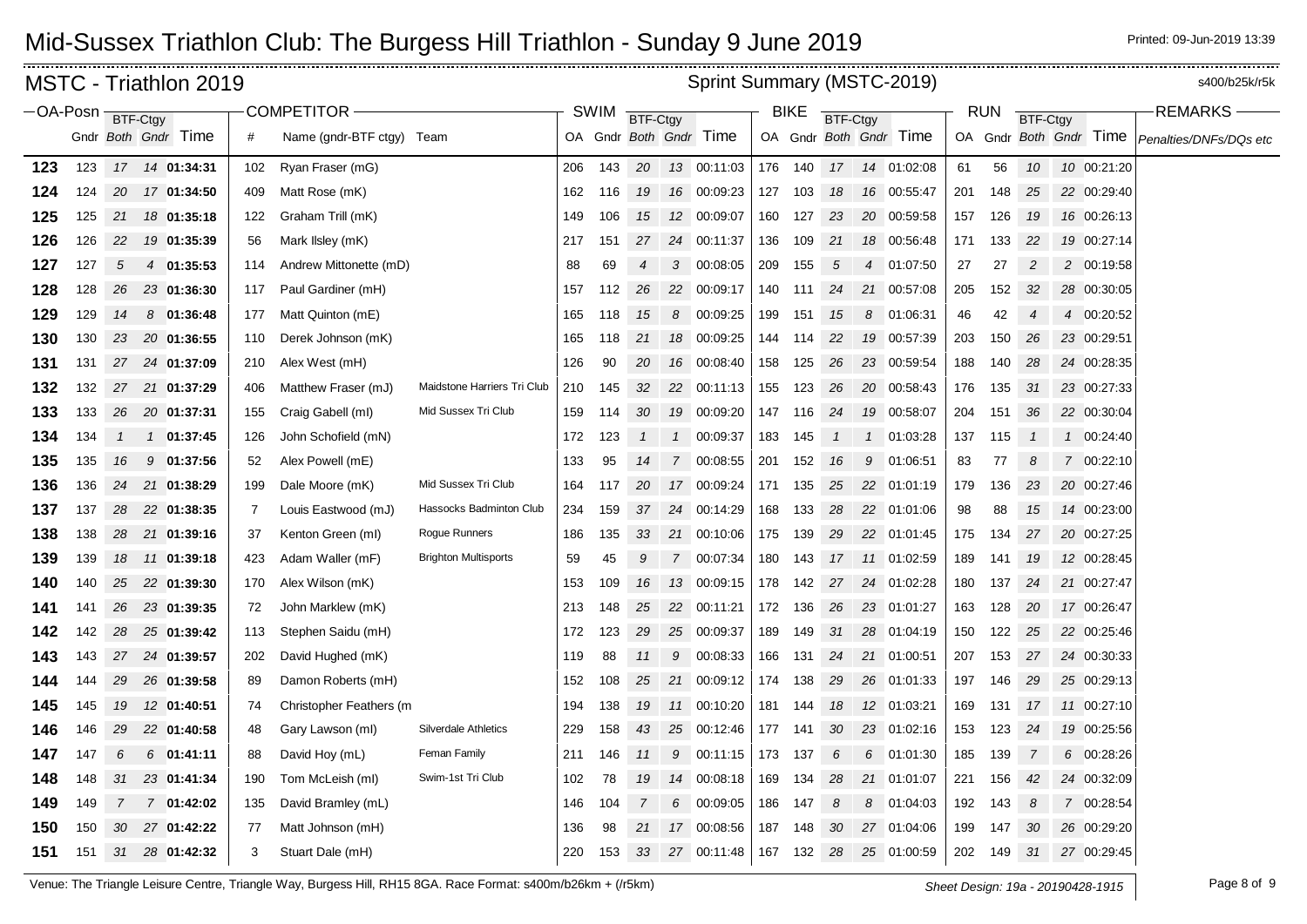# Mid-Sussex Triathlon Club: The Burgess Hill Triathlon - Sunday 9 June 2019

Printed: 09-Jun-2019 13:39

## MSTC - Triathlon 2019

Sprint Summary (MSTC-2019) s400/b25k/r5k

| OA-Posn | | | | | COMPETITOR | | | SWIM | | | | | BIKE | | | | | RUN | | | | | REMARKS |
|---|---|---|---|---|---|---|---|---|---|---|---|---|---|---|---|---|---|---|---|---|---|---|---|
| | | BTF-Ctgy | | | | | | | | BTF-Ctgy | | | | | BTF-Ctgy | | | | | BTF-Ctgy | | | |
| | Gndr | Both | Gndr | Time | # | Name (gndr-BTF ctgy) | Team | OA | Gndr | Both | Gndr | Time | OA | Gndr | Both | Gndr | Time | OA | Gndr | Both | Gndr | Time | Penalties/DNFs/DQs etc |
| 123 | 123 | 17 | 14 | 01:34:31 | 102 | Ryan Fraser (mG) | | 206 | 143 | 20 | 13 | 00:11:03 | 176 | 140 | 17 | 14 | 01:02:08 | 61 | 56 | 10 | 10 | 00:21:20 | |
| 124 | 124 | 20 | 17 | 01:34:50 | 409 | Matt Rose (mK) | | 162 | 116 | 19 | 16 | 00:09:23 | 127 | 103 | 18 | 16 | 00:55:47 | 201 | 148 | 25 | 22 | 00:29:40 | |
| 125 | 125 | 21 | 18 | 01:35:18 | 122 | Graham Trill (mK) | | 149 | 106 | 15 | 12 | 00:09:07 | 160 | 127 | 23 | 20 | 00:59:58 | 157 | 126 | 19 | 16 | 00:26:13 | |
| 126 | 126 | 22 | 19 | 01:35:39 | 56 | Mark Ilsley (mK) | | 217 | 151 | 27 | 24 | 00:11:37 | 136 | 109 | 21 | 18 | 00:56:48 | 171 | 133 | 22 | 19 | 00:27:14 | |
| 127 | 127 | 5 | 4 | 01:35:53 | 114 | Andrew Mittonette (mD) | | 88 | 69 | 4 | 3 | 00:08:05 | 209 | 155 | 5 | 4 | 01:07:50 | 27 | 27 | 2 | 2 | 00:19:58 | |
| 128 | 128 | 26 | 23 | 01:36:30 | 117 | Paul Gardiner (mH) | | 157 | 112 | 26 | 22 | 00:09:17 | 140 | 111 | 24 | 21 | 00:57:08 | 205 | 152 | 32 | 28 | 00:30:05 | |
| 129 | 129 | 14 | 8 | 01:36:48 | 177 | Matt Quinton (mE) | | 165 | 118 | 15 | 8 | 00:09:25 | 199 | 151 | 15 | 8 | 01:06:31 | 46 | 42 | 4 | 4 | 00:20:52 | |
| 130 | 130 | 23 | 20 | 01:36:55 | 110 | Derek Johnson (mK) | | 165 | 118 | 21 | 18 | 00:09:25 | 144 | 114 | 22 | 19 | 00:57:39 | 203 | 150 | 26 | 23 | 00:29:51 | |
| 131 | 131 | 27 | 24 | 01:37:09 | 210 | Alex West (mH) | | 126 | 90 | 20 | 16 | 00:08:40 | 158 | 125 | 26 | 23 | 00:59:54 | 188 | 140 | 28 | 24 | 00:28:35 | |
| 132 | 132 | 27 | 21 | 01:37:29 | 406 | Matthew Fraser (mJ) | Maidstone Harriers Tri Club | 210 | 145 | 32 | 22 | 00:11:13 | 155 | 123 | 26 | 20 | 00:58:43 | 176 | 135 | 31 | 23 | 00:27:33 | |
| 133 | 133 | 26 | 20 | 01:37:31 | 155 | Craig Gabell (mI) | Mid Sussex Tri Club | 159 | 114 | 30 | 19 | 00:09:20 | 147 | 116 | 24 | 19 | 00:58:07 | 204 | 151 | 36 | 22 | 00:30:04 | |
| 134 | 134 | 1 | 1 | 01:37:45 | 126 | John Schofield (mN) | | 172 | 123 | 1 | 1 | 00:09:37 | 183 | 145 | 1 | 1 | 01:03:28 | 137 | 115 | 1 | 1 | 00:24:40 | |
| 135 | 135 | 16 | 9 | 01:37:56 | 52 | Alex Powell (mE) | | 133 | 95 | 14 | 7 | 00:08:55 | 201 | 152 | 16 | 9 | 01:06:51 | 83 | 77 | 8 | 7 | 00:22:10 | |
| 136 | 136 | 24 | 21 | 01:38:29 | 199 | Dale Moore (mK) | Mid Sussex Tri Club | 164 | 117 | 20 | 17 | 00:09:24 | 171 | 135 | 25 | 22 | 01:01:19 | 179 | 136 | 23 | 20 | 00:27:46 | |
| 137 | 137 | 28 | 22 | 01:38:35 | 7 | Louis Eastwood (mJ) | Hassocks Badminton Club | 234 | 159 | 37 | 24 | 00:14:29 | 168 | 133 | 28 | 22 | 01:01:06 | 98 | 88 | 15 | 14 | 00:23:00 | |
| 138 | 138 | 28 | 21 | 01:39:16 | 37 | Kenton Green (mI) | Rogue Runners | 186 | 135 | 33 | 21 | 00:10:06 | 175 | 139 | 29 | 22 | 01:01:45 | 175 | 134 | 27 | 20 | 00:27:25 | |
| 139 | 139 | 18 | 11 | 01:39:18 | 423 | Adam Waller (mF) | Brighton Multisports | 59 | 45 | 9 | 7 | 00:07:34 | 180 | 143 | 17 | 11 | 01:02:59 | 189 | 141 | 19 | 12 | 00:28:45 | |
| 140 | 140 | 25 | 22 | 01:39:30 | 170 | Alex Wilson (mK) | | 153 | 109 | 16 | 13 | 00:09:15 | 178 | 142 | 27 | 24 | 01:02:28 | 180 | 137 | 24 | 21 | 00:27:47 | |
| 141 | 141 | 26 | 23 | 01:39:35 | 72 | John Marklew (mK) | | 213 | 148 | 25 | 22 | 00:11:21 | 172 | 136 | 26 | 23 | 01:01:27 | 163 | 128 | 20 | 17 | 00:26:47 | |
| 142 | 142 | 28 | 25 | 01:39:42 | 113 | Stephen Saidu (mH) | | 172 | 123 | 29 | 25 | 00:09:37 | 189 | 149 | 31 | 28 | 01:04:19 | 150 | 122 | 25 | 22 | 00:25:46 | |
| 143 | 143 | 27 | 24 | 01:39:57 | 202 | David Hughed (mK) | | 119 | 88 | 11 | 9 | 00:08:33 | 166 | 131 | 24 | 21 | 01:00:51 | 207 | 153 | 27 | 24 | 00:30:33 | |
| 144 | 144 | 29 | 26 | 01:39:58 | 89 | Damon Roberts (mH) | | 152 | 108 | 25 | 21 | 00:09:12 | 174 | 138 | 29 | 26 | 01:01:33 | 197 | 146 | 29 | 25 | 00:29:13 | |
| 145 | 145 | 19 | 12 | 01:40:51 | 74 | Christopher Feathers (m | | 194 | 138 | 19 | 11 | 00:10:20 | 181 | 144 | 18 | 12 | 01:03:21 | 169 | 131 | 17 | 11 | 00:27:10 | |
| 146 | 146 | 29 | 22 | 01:40:58 | 48 | Gary Lawson (mI) | Silverdale Athletics | 229 | 158 | 43 | 25 | 00:12:46 | 177 | 141 | 30 | 23 | 01:02:16 | 153 | 123 | 24 | 19 | 00:25:56 | |
| 147 | 147 | 6 | 6 | 01:41:11 | 88 | David Hoy (mL) | Feman Family | 211 | 146 | 11 | 9 | 00:11:15 | 173 | 137 | 6 | 6 | 01:01:30 | 185 | 139 | 7 | 6 | 00:28:26 | |
| 148 | 148 | 31 | 23 | 01:41:34 | 190 | Tom McLeish (mI) | Swim-1st Tri Club | 102 | 78 | 19 | 14 | 00:08:18 | 169 | 134 | 28 | 21 | 01:01:07 | 221 | 156 | 42 | 24 | 00:32:09 | |
| 149 | 149 | 7 | 7 | 01:42:02 | 135 | David Bramley (mL) | | 146 | 104 | 7 | 6 | 00:09:05 | 186 | 147 | 8 | 8 | 01:04:03 | 192 | 143 | 8 | 7 | 00:28:54 | |
| 150 | 150 | 30 | 27 | 01:42:22 | 77 | Matt Johnson (mH) | | 136 | 98 | 21 | 17 | 00:08:56 | 187 | 148 | 30 | 27 | 01:04:06 | 199 | 147 | 30 | 26 | 00:29:20 | |
| 151 | 151 | 31 | 28 | 01:42:32 | 3 | Stuart Dale (mH) | | 220 | 153 | 33 | 27 | 00:11:48 | 167 | 132 | 28 | 25 | 01:00:59 | 202 | 149 | 31 | 27 | 00:29:45 | |

Venue: The Triangle Leisure Centre, Triangle Way, Burgess Hill, RH15 8GA. Race Format: s400m/b26km + (/r5km)

Sheet Design: 19a - 20190428-1915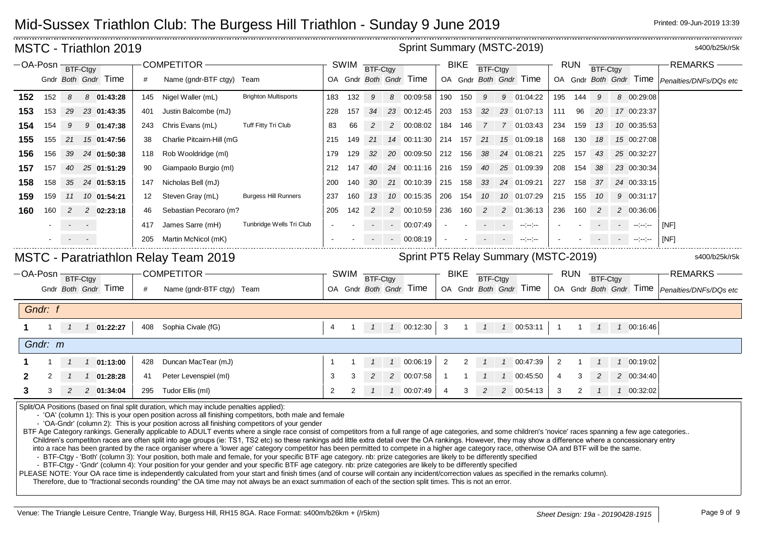# Mid-Sussex Triathlon Club: The Burgess Hill Triathlon - Sunday 9 June 2019

## MSTC - Triathlon 2019

Sprint Summary (MSTC-2019)

s400/b25k/r5k

| OA-Posn | | BTF-Ctgy | | | COMPETITOR | | | SWIM | | BTF-Ctgy | | | BIKE | | BTF-Ctgy | | | RUN | | BTF-Ctgy | | | REMARKS |
|---|---|---|---|---|---|---|---|---|---|---|---|---|---|---|---|---|---|---|---|---|---|---|---|
| | Gndr | Both | Gndr | Time | # | Name (gndr-BTF ctgy) | Team | OA | Gndr | Both | Gndr | Time | OA | Gndr | Both | Gndr | Time | OA | Gndr | Both | Gndr | Time | Penalties/DNFs/DQs etc |
| 152 | 152 | 8 | 8 | 01:43:28 | 145 | Nigel Waller (mL) | Brighton Multisports | 183 | 132 | 9 | 8 | 00:09:58 | 190 | 150 | 9 | 9 | 01:04:22 | 195 | 144 | 9 | 8 | 00:29:08 | |
| 153 | 153 | 29 | 23 | 01:43:35 | 401 | Justin Balcombe (mJ) | | 228 | 157 | 34 | 23 | 00:12:45 | 203 | 153 | 32 | 23 | 01:07:13 | 111 | 96 | 20 | 17 | 00:23:37 | |
| 154 | 154 | 9 | 9 | 01:47:38 | 243 | Chris Evans (mL) | Tuff Fitty Tri Club | 83 | 66 | 2 | 2 | 00:08:02 | 184 | 146 | 7 | 7 | 01:03:43 | 234 | 159 | 13 | 10 | 00:35:53 | |
| 155 | 155 | 21 | 15 | 01:47:56 | 38 | Charlie Pitcairn-Hill (mG | | 215 | 149 | 21 | 14 | 00:11:30 | 214 | 157 | 21 | 15 | 01:09:18 | 168 | 130 | 18 | 15 | 00:27:08 | |
| 156 | 156 | 39 | 24 | 01:50:38 | 118 | Rob Wooldridge (mI) | | 179 | 129 | 32 | 20 | 00:09:50 | 212 | 156 | 38 | 24 | 01:08:21 | 225 | 157 | 43 | 25 | 00:32:27 | |
| 157 | 157 | 40 | 25 | 01:51:29 | 90 | Giampaolo Burgio (mI) | | 212 | 147 | 40 | 24 | 00:11:16 | 216 | 159 | 40 | 25 | 01:09:39 | 208 | 154 | 38 | 23 | 00:30:34 | |
| 158 | 158 | 35 | 24 | 01:53:15 | 147 | Nicholas Bell (mJ) | | 200 | 140 | 30 | 21 | 00:10:39 | 215 | 158 | 33 | 24 | 01:09:21 | 227 | 158 | 37 | 24 | 00:33:15 | |
| 159 | 159 | 11 | 10 | 01:54:21 | 12 | Steven Gray (mL) | Burgess Hill Runners | 237 | 160 | 13 | 10 | 00:15:35 | 206 | 154 | 10 | 10 | 01:07:29 | 215 | 155 | 10 | 9 | 00:31:17 | |
| 160 | 160 | 2 | 2 | 02:23:18 | 46 | Sebastian Pecoraro (m? | | 205 | 142 | 2 | 2 | 00:10:59 | 236 | 160 | 2 | 2 | 01:36:13 | 236 | 160 | 2 | 2 | 00:36:06 | |
| | - | - | - | | 417 | James Sarre (mH) | Tunbridge Wells Tri Club | - | - | - | - | 00:07:49 | - | - | - | - | --:--:-- | - | - | - | - | --:--:-- | [NF] |
| | - | - | - | | 205 | Martin McNicol (mK) | | - | - | - | - | 00:08:19 | - | - | - | - | --:--:-- | - | - | - | - | --:--:-- | [NF] |

## MSTC - Paratriathlon Relay Team 2019

Sprint PT5 Relay Summary (MSTC-2019)

s400/b25k/r5k

| OA-Posn | | BTF-Ctgy | | | COMPETITOR | | | SWIM | | BTF-Ctgy | | | BIKE | | BTF-Ctgy | | | RUN | | BTF-Ctgy | | | REMARKS |
|---|---|---|---|---|---|---|---|---|---|---|---|---|---|---|---|---|---|---|---|---|---|---|---|
| | Gndr | Both | Gndr | Time | # | Name (gndr-BTF ctgy) | Team | OA | Gndr | Both | Gndr | Time | OA | Gndr | Both | Gndr | Time | OA | Gndr | Both | Gndr | Time | Penalties/DNFs/DQs etc |
| *Gndr: f* | | | | | | | | | | | | | | | | | | | | | | | |
| 1 | 1 | 1 | 1 | 01:22:27 | 408 | Sophia Civale (fG) | | 4 | 1 | 1 | 1 | 00:12:30 | 3 | 1 | 1 | 1 | 00:53:11 | 1 | 1 | 1 | 1 | 00:16:46 | |
| *Gndr: m* | | | | | | | | | | | | | | | | | | | | | | | |
| 1 | 1 | 1 | 1 | 01:13:00 | 428 | Duncan MacTear (mJ) | | 1 | 1 | 1 | 1 | 00:06:19 | 2 | 2 | 1 | 1 | 00:47:39 | 2 | 1 | 1 | 1 | 00:19:02 | |
| 2 | 2 | 1 | 1 | 01:28:28 | 41 | Peter Levenspiel (mI) | | 3 | 3 | 2 | 2 | 00:07:58 | 1 | 1 | 1 | 1 | 00:45:50 | 4 | 3 | 2 | 2 | 00:34:40 | |
| 3 | 3 | 2 | 2 | 01:34:04 | 295 | Tudor Ellis (mI) | | 2 | 2 | 1 | 1 | 00:07:49 | 4 | 3 | 2 | 2 | 00:54:13 | 3 | 2 | 1 | 1 | 00:32:02 | |

Split/OA Positions (based on final split duration, which may include penalties applied):
- 'OA' (column 1): This is your open position across all finishing competitors, both male and female
- 'OA-Gndr' (column 2): This is your position across all finishing competitors of your gender

BTF Age Category rankings. Generally applicable to ADULT events where a single race consist of competitors from a full range of age categories, and some children's 'novice' races spanning a few age categories..
Children's competiton races are often split into age groups (ie: TS1, TS2 etc) so these rankings add little extra detail over the OA rankings. However, they may show a difference where a concessionary entry into a race has been granted by the race organiser where a 'lower age' category competitor has been permitted to compete in a higher age category race, otherwise OA and BTF will be the same.
- BTF-Ctgy - 'Both' (column 3): Your position, both male and female, for your specific BTF age category. nb: prize categories are likely to be differently specified
- BTF-Ctgy - 'Gndr' (column 4): Your position for your gender and your specific BTF age category. nb: prize categories are likely to be differently specified

PLEASE NOTE: Your OA race time is independently calculated from your start and finish times (and of course will contain any incident/correction values as specified in the remarks column).
Therefore, due to "fractional seconds rounding" the OA time may not always be an exact summation of each of the section split times. This is not an error.

Venue: The Triangle Leisure Centre, Triangle Way, Burgess Hill, RH15 8GA. Race Format: s400m/b26km + (/r5km)